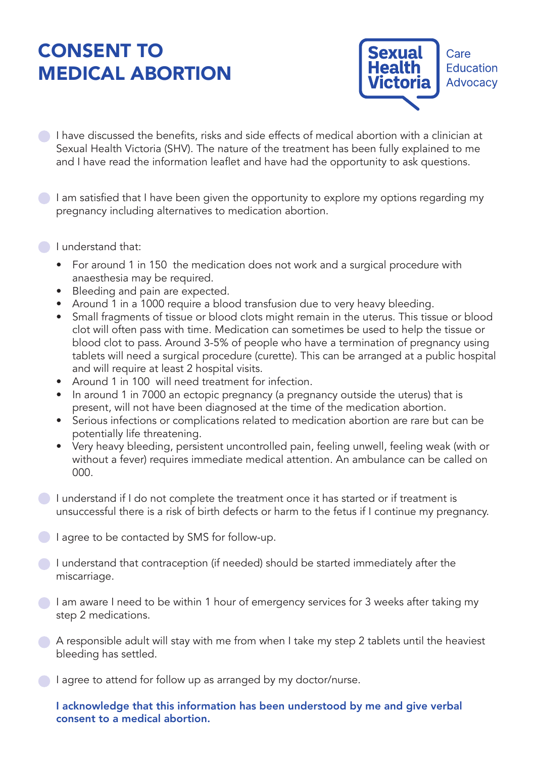# CONSENT TO MEDICAL ABORTION

Sexual Health Victoria — Care Education Advocacy

- I have discussed the benefits, risks and side effects of medical abortion with a clinician at Sexual Health Victoria (SHV). The nature of the treatment has been fully explained to me and I have read the information leaflet and have had the opportunity to ask questions.

- I am satisfied that I have been given the opportunity to explore my options regarding my pregnancy including alternatives to medication abortion.

- I understand that:
  - For around 1 in 150 the medication does not work and a surgical procedure with anaesthesia may be required.
  - Bleeding and pain are expected.
  - Around 1 in a 1000 require a blood transfusion due to very heavy bleeding.
  - Small fragments of tissue or blood clots might remain in the uterus. This tissue or blood clot will often pass with time. Medication can sometimes be used to help the tissue or blood clot to pass. Around 3-5% of people who have a termination of pregnancy using tablets will need a surgical procedure (curette). This can be arranged at a public hospital and will require at least 2 hospital visits.
  - Around 1 in 100 will need treatment for infection.
  - In around 1 in 7000 an ectopic pregnancy (a pregnancy outside the uterus) that is present, will not have been diagnosed at the time of the medication abortion.
  - Serious infections or complications related to medication abortion are rare but can be potentially life threatening.
  - Very heavy bleeding, persistent uncontrolled pain, feeling unwell, feeling weak (with or without a fever) requires immediate medical attention. An ambulance can be called on 000.

- I understand if I do not complete the treatment once it has started or if treatment is unsuccessful there is a risk of birth defects or harm to the fetus if I continue my pregnancy.

- I agree to be contacted by SMS for follow-up.

- I understand that contraception (if needed) should be started immediately after the miscarriage.

- I am aware I need to be within 1 hour of emergency services for 3 weeks after taking my step 2 medications.

- A responsible adult will stay with me from when I take my step 2 tablets until the heaviest bleeding has settled.

- I agree to attend for follow up as arranged by my doctor/nurse.

**I acknowledge that this information has been understood by me and give verbal consent to a medical abortion.**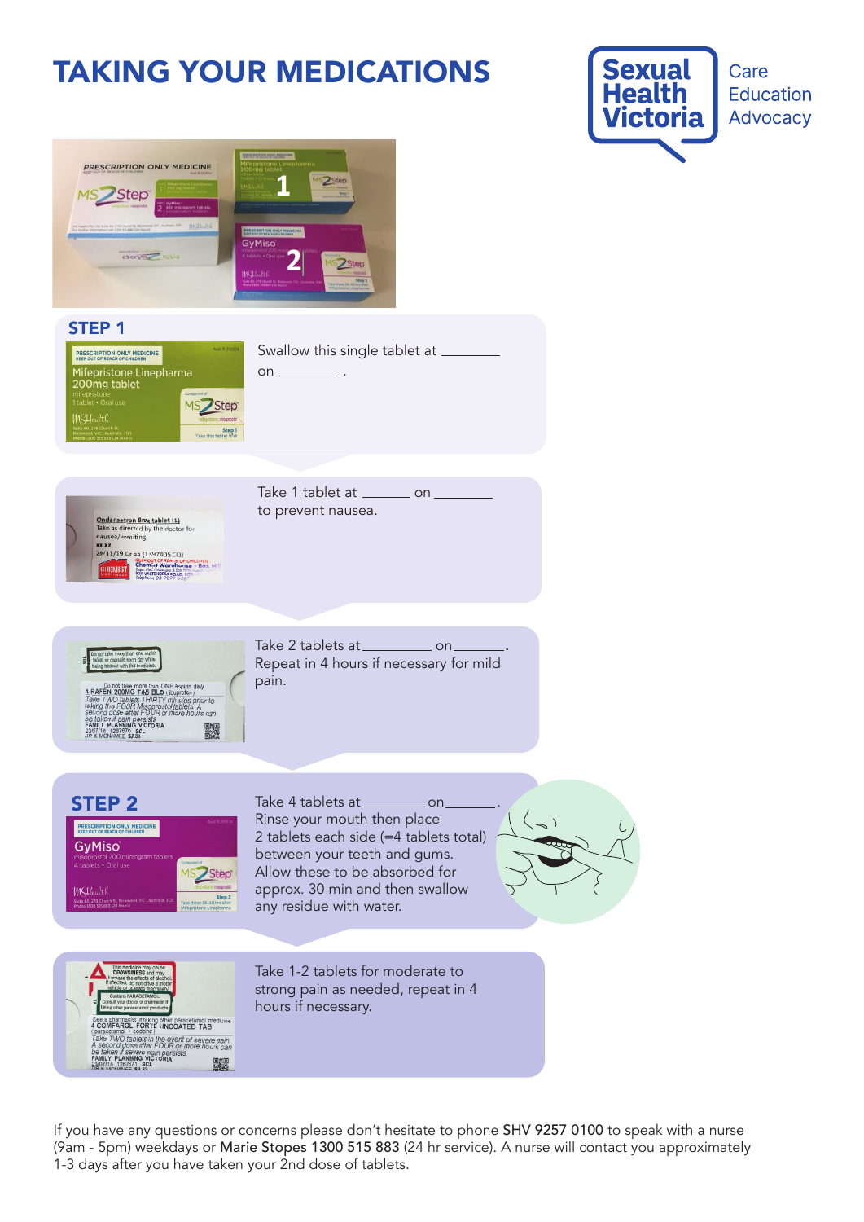# TAKING YOUR MEDICATIONS

Sexual Health Victoria — Care Education Advocacy

## STEP 1

Swallow this single tablet at ________ on ________ .

Take 1 tablet at ______ on ________ to prevent nausea.

Take 2 tablets at __________ on _______. Repeat in 4 hours if necessary for mild pain.

## STEP 2

Take 4 tablets at ________ on _______. Rinse your mouth then place 2 tablets each side (=4 tablets total) between your teeth and gums. Allow these to be absorbed for approx. 30 min and then swallow any residue with water.

Take 1-2 tablets for moderate to strong pain as needed, repeat in 4 hours if necessary.

If you have any questions or concerns please don't hesitate to phone **SHV 9257 0100** to speak with a nurse (9am - 5pm) weekdays or **Marie Stopes 1300 515 883** (24 hr service). A nurse will contact you approximately 1-3 days after you have taken your 2nd dose of tablets.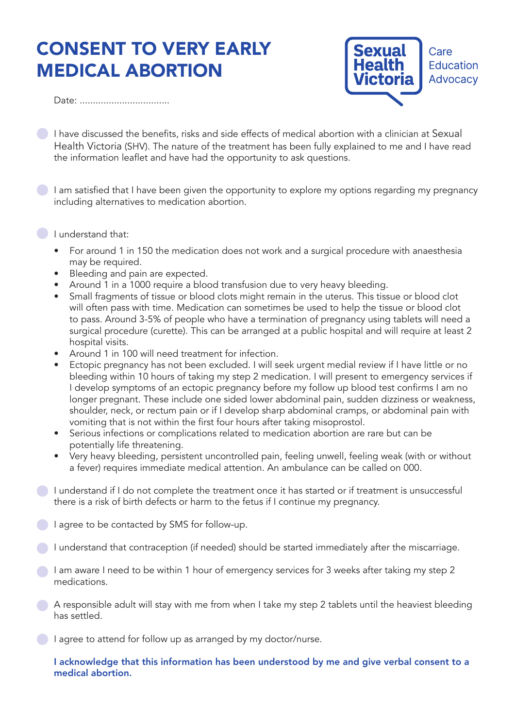# CONSENT TO VERY EARLY MEDICAL ABORTION

Sexual Health Victoria — Care Education Advocacy

Date: ..................................

- I have discussed the benefits, risks and side effects of medical abortion with a clinician at Sexual Health Victoria (SHV). The nature of the treatment has been fully explained to me and I have read the information leaflet and have had the opportunity to ask questions.

- I am satisfied that I have been given the opportunity to explore my options regarding my pregnancy including alternatives to medication abortion.

- I understand that:
  - For around 1 in 150 the medication does not work and a surgical procedure with anaesthesia may be required.
  - Bleeding and pain are expected.
  - Around 1 in a 1000 require a blood transfusion due to very heavy bleeding.
  - Small fragments of tissue or blood clots might remain in the uterus. This tissue or blood clot will often pass with time. Medication can sometimes be used to help the tissue or blood clot to pass. Around 3-5% of people who have a termination of pregnancy using tablets will need a surgical procedure (curette). This can be arranged at a public hospital and will require at least 2 hospital visits.
  - Around 1 in 100 will need treatment for infection.
  - Ectopic pregnancy has not been excluded. I will seek urgent medial review if I have little or no bleeding within 10 hours of taking my step 2 medication. I will present to emergency services if I develop symptoms of an ectopic pregnancy before my follow up blood test confirms I am no longer pregnant. These include one sided lower abdominal pain, sudden dizziness or weakness, shoulder, neck, or rectum pain or if I develop sharp abdominal cramps, or abdominal pain with vomiting that is not within the first four hours after taking misoprostol.
  - Serious infections or complications related to medication abortion are rare but can be potentially life threatening.
  - Very heavy bleeding, persistent uncontrolled pain, feeling unwell, feeling weak (with or without a fever) requires immediate medical attention. An ambulance can be called on 000.

- I understand if I do not complete the treatment once it has started or if treatment is unsuccessful there is a risk of birth defects or harm to the fetus if I continue my pregnancy.

- I agree to be contacted by SMS for follow-up.

- I understand that contraception (if needed) should be started immediately after the miscarriage.

- I am aware I need to be within 1 hour of emergency services for 3 weeks after taking my step 2 medications.

- A responsible adult will stay with me from when I take my step 2 tablets until the heaviest bleeding has settled.

- I agree to attend for follow up as arranged by my doctor/nurse.

**I acknowledge that this information has been understood by me and give verbal consent to a medical abortion.**